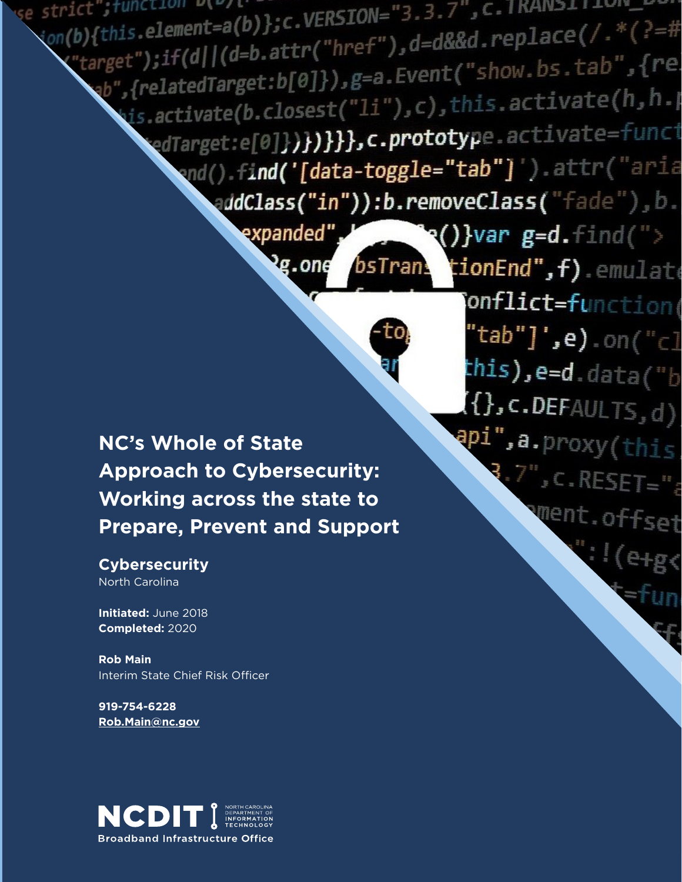# NC's Whole of State Approach to Cybersecurity: Working across the state to Prepare, Prevent and Support

**Cybersecurity**
North Carolina

**Initiated:** June 2018
**Completed:** 2020

**Rob Main**
Interim State Chief Risk Officer

**919-754-6228**
**Rob.Main@nc.gov**

NCDIT | NORTH CAROLINA DEPARTMENT OF INFORMATION TECHNOLOGY
Broadband Infrastructure Office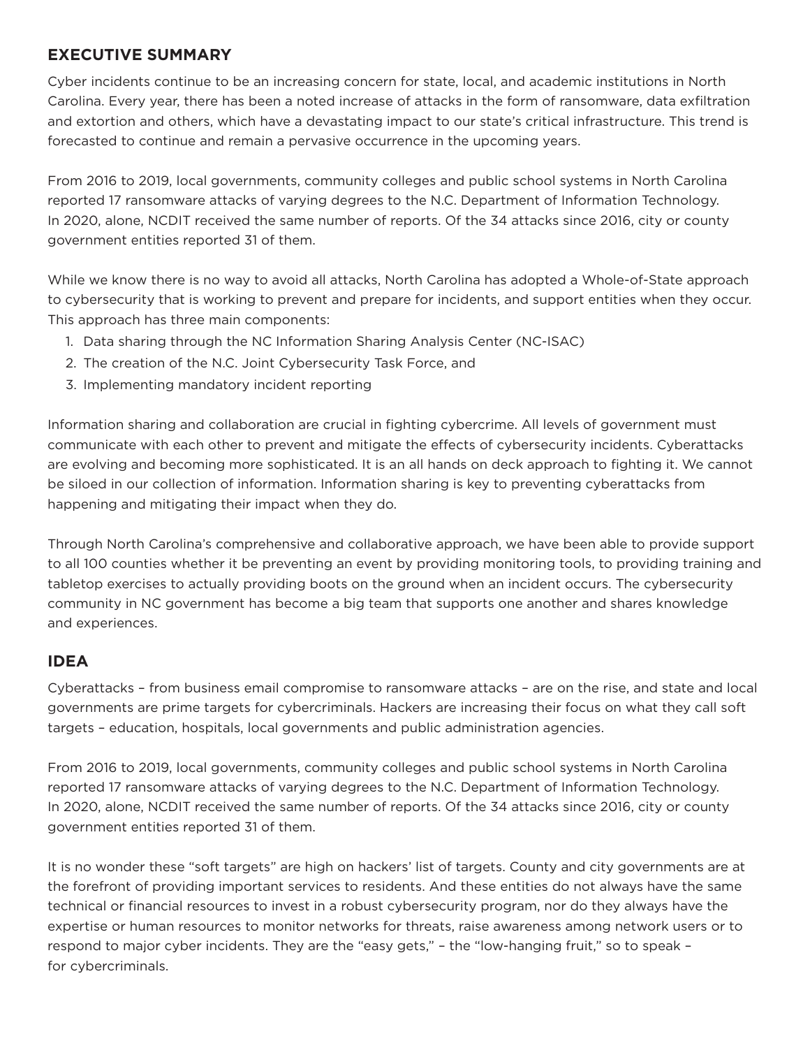## EXECUTIVE SUMMARY

Cyber incidents continue to be an increasing concern for state, local, and academic institutions in North Carolina. Every year, there has been a noted increase of attacks in the form of ransomware, data exfiltration and extortion and others, which have a devastating impact to our state's critical infrastructure. This trend is forecasted to continue and remain a pervasive occurrence in the upcoming years.

From 2016 to 2019, local governments, community colleges and public school systems in North Carolina reported 17 ransomware attacks of varying degrees to the N.C. Department of Information Technology. In 2020, alone, NCDIT received the same number of reports. Of the 34 attacks since 2016, city or county government entities reported 31 of them.

While we know there is no way to avoid all attacks, North Carolina has adopted a Whole-of-State approach to cybersecurity that is working to prevent and prepare for incidents, and support entities when they occur. This approach has three main components:

1. Data sharing through the NC Information Sharing Analysis Center (NC-ISAC)
2. The creation of the N.C. Joint Cybersecurity Task Force, and
3. Implementing mandatory incident reporting

Information sharing and collaboration are crucial in fighting cybercrime. All levels of government must communicate with each other to prevent and mitigate the effects of cybersecurity incidents. Cyberattacks are evolving and becoming more sophisticated. It is an all hands on deck approach to fighting it. We cannot be siloed in our collection of information. Information sharing is key to preventing cyberattacks from happening and mitigating their impact when they do.

Through North Carolina's comprehensive and collaborative approach, we have been able to provide support to all 100 counties whether it be preventing an event by providing monitoring tools, to providing training and tabletop exercises to actually providing boots on the ground when an incident occurs. The cybersecurity community in NC government has become a big team that supports one another and shares knowledge and experiences.

## IDEA

Cyberattacks – from business email compromise to ransomware attacks – are on the rise, and state and local governments are prime targets for cybercriminals. Hackers are increasing their focus on what they call soft targets – education, hospitals, local governments and public administration agencies.

From 2016 to 2019, local governments, community colleges and public school systems in North Carolina reported 17 ransomware attacks of varying degrees to the N.C. Department of Information Technology. In 2020, alone, NCDIT received the same number of reports. Of the 34 attacks since 2016, city or county government entities reported 31 of them.

It is no wonder these "soft targets" are high on hackers' list of targets. County and city governments are at the forefront of providing important services to residents. And these entities do not always have the same technical or financial resources to invest in a robust cybersecurity program, nor do they always have the expertise or human resources to monitor networks for threats, raise awareness among network users or to respond to major cyber incidents. They are the "easy gets," – the "low-hanging fruit," so to speak – for cybercriminals.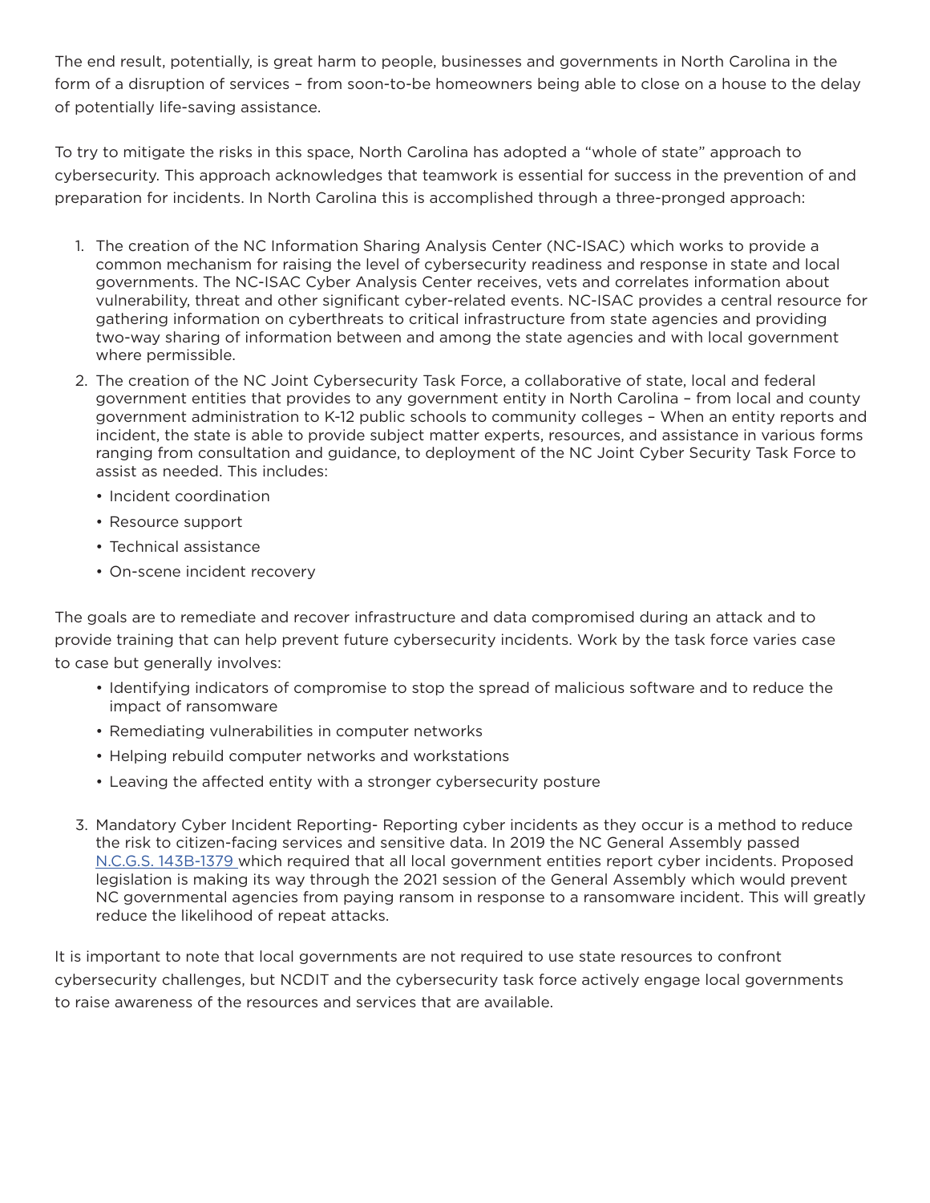The end result, potentially, is great harm to people, businesses and governments in North Carolina in the form of a disruption of services – from soon-to-be homeowners being able to close on a house to the delay of potentially life-saving assistance.

To try to mitigate the risks in this space, North Carolina has adopted a "whole of state" approach to cybersecurity. This approach acknowledges that teamwork is essential for success in the prevention of and preparation for incidents. In North Carolina this is accomplished through a three-pronged approach:

1. The creation of the NC Information Sharing Analysis Center (NC-ISAC) which works to provide a common mechanism for raising the level of cybersecurity readiness and response in state and local governments. The NC-ISAC Cyber Analysis Center receives, vets and correlates information about vulnerability, threat and other significant cyber-related events. NC-ISAC provides a central resource for gathering information on cyberthreats to critical infrastructure from state agencies and providing two-way sharing of information between and among the state agencies and with local government where permissible.
2. The creation of the NC Joint Cybersecurity Task Force, a collaborative of state, local and federal government entities that provides to any government entity in North Carolina – from local and county government administration to K-12 public schools to community colleges – When an entity reports and incident, the state is able to provide subject matter experts, resources, and assistance in various forms ranging from consultation and guidance, to deployment of the NC Joint Cyber Security Task Force to assist as needed. This includes:
   - Incident coordination
   - Resource support
   - Technical assistance
   - On-scene incident recovery

The goals are to remediate and recover infrastructure and data compromised during an attack and to provide training that can help prevent future cybersecurity incidents. Work by the task force varies case to case but generally involves:

- Identifying indicators of compromise to stop the spread of malicious software and to reduce the impact of ransomware
- Remediating vulnerabilities in computer networks
- Helping rebuild computer networks and workstations
- Leaving the affected entity with a stronger cybersecurity posture

3. Mandatory Cyber Incident Reporting- Reporting cyber incidents as they occur is a method to reduce the risk to citizen-facing services and sensitive data. In 2019 the NC General Assembly passed N.C.G.S. 143B-1379 which required that all local government entities report cyber incidents. Proposed legislation is making its way through the 2021 session of the General Assembly which would prevent NC governmental agencies from paying ransom in response to a ransomware incident. This will greatly reduce the likelihood of repeat attacks.

It is important to note that local governments are not required to use state resources to confront cybersecurity challenges, but NCDIT and the cybersecurity task force actively engage local governments to raise awareness of the resources and services that are available.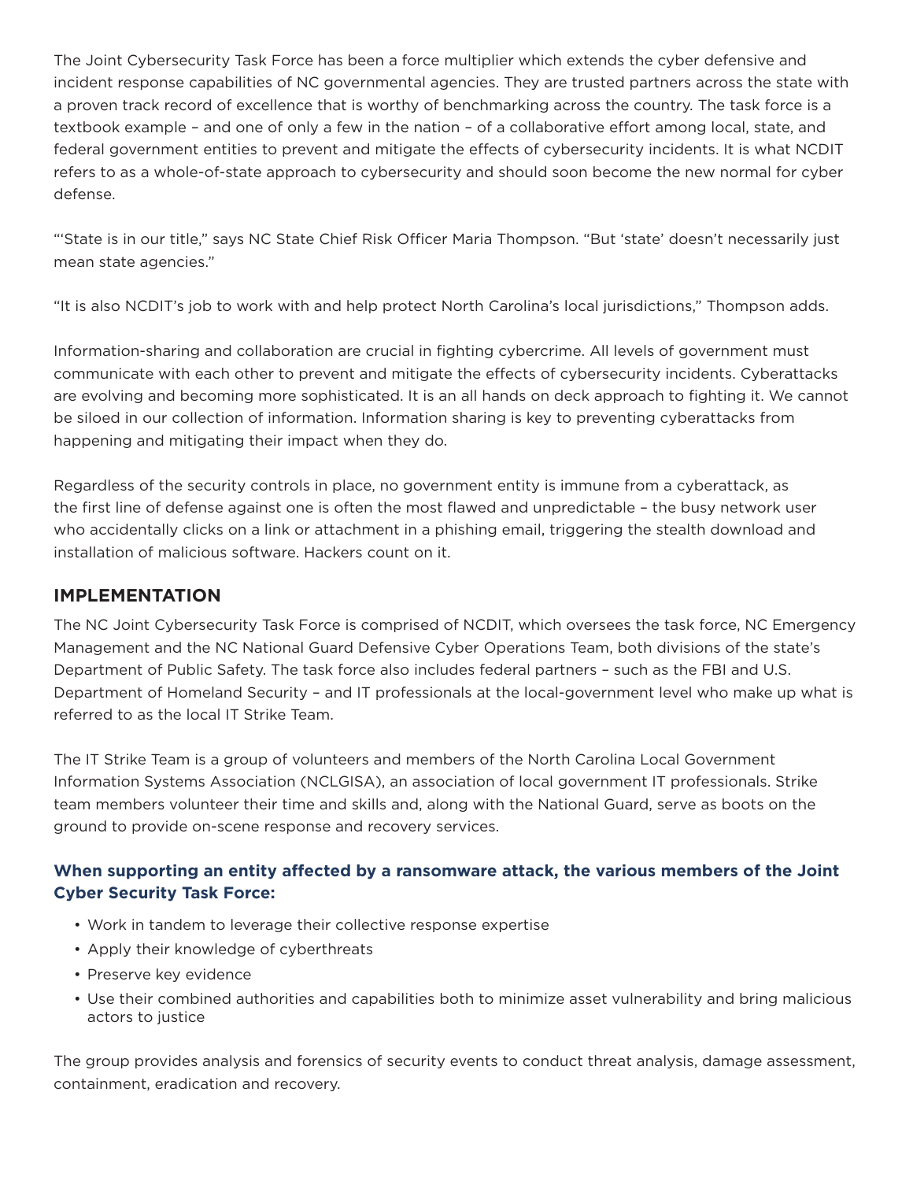The Joint Cybersecurity Task Force has been a force multiplier which extends the cyber defensive and incident response capabilities of NC governmental agencies. They are trusted partners across the state with a proven track record of excellence that is worthy of benchmarking across the country. The task force is a textbook example – and one of only a few in the nation – of a collaborative effort among local, state, and federal government entities to prevent and mitigate the effects of cybersecurity incidents. It is what NCDIT refers to as a whole-of-state approach to cybersecurity and should soon become the new normal for cyber defense.

"'State is in our title," says NC State Chief Risk Officer Maria Thompson. "But 'state' doesn't necessarily just mean state agencies."

"It is also NCDIT's job to work with and help protect North Carolina's local jurisdictions," Thompson adds.

Information-sharing and collaboration are crucial in fighting cybercrime. All levels of government must communicate with each other to prevent and mitigate the effects of cybersecurity incidents. Cyberattacks are evolving and becoming more sophisticated. It is an all hands on deck approach to fighting it. We cannot be siloed in our collection of information. Information sharing is key to preventing cyberattacks from happening and mitigating their impact when they do.

Regardless of the security controls in place, no government entity is immune from a cyberattack, as the first line of defense against one is often the most flawed and unpredictable – the busy network user who accidentally clicks on a link or attachment in a phishing email, triggering the stealth download and installation of malicious software. Hackers count on it.

## IMPLEMENTATION

The NC Joint Cybersecurity Task Force is comprised of NCDIT, which oversees the task force, NC Emergency Management and the NC National Guard Defensive Cyber Operations Team, both divisions of the state's Department of Public Safety. The task force also includes federal partners – such as the FBI and U.S. Department of Homeland Security – and IT professionals at the local-government level who make up what is referred to as the local IT Strike Team.

The IT Strike Team is a group of volunteers and members of the North Carolina Local Government Information Systems Association (NCLGISA), an association of local government IT professionals. Strike team members volunteer their time and skills and, along with the National Guard, serve as boots on the ground to provide on-scene response and recovery services.

### When supporting an entity affected by a ransomware attack, the various members of the Joint Cyber Security Task Force:

- Work in tandem to leverage their collective response expertise
- Apply their knowledge of cyberthreats
- Preserve key evidence
- Use their combined authorities and capabilities both to minimize asset vulnerability and bring malicious actors to justice

The group provides analysis and forensics of security events to conduct threat analysis, damage assessment, containment, eradication and recovery.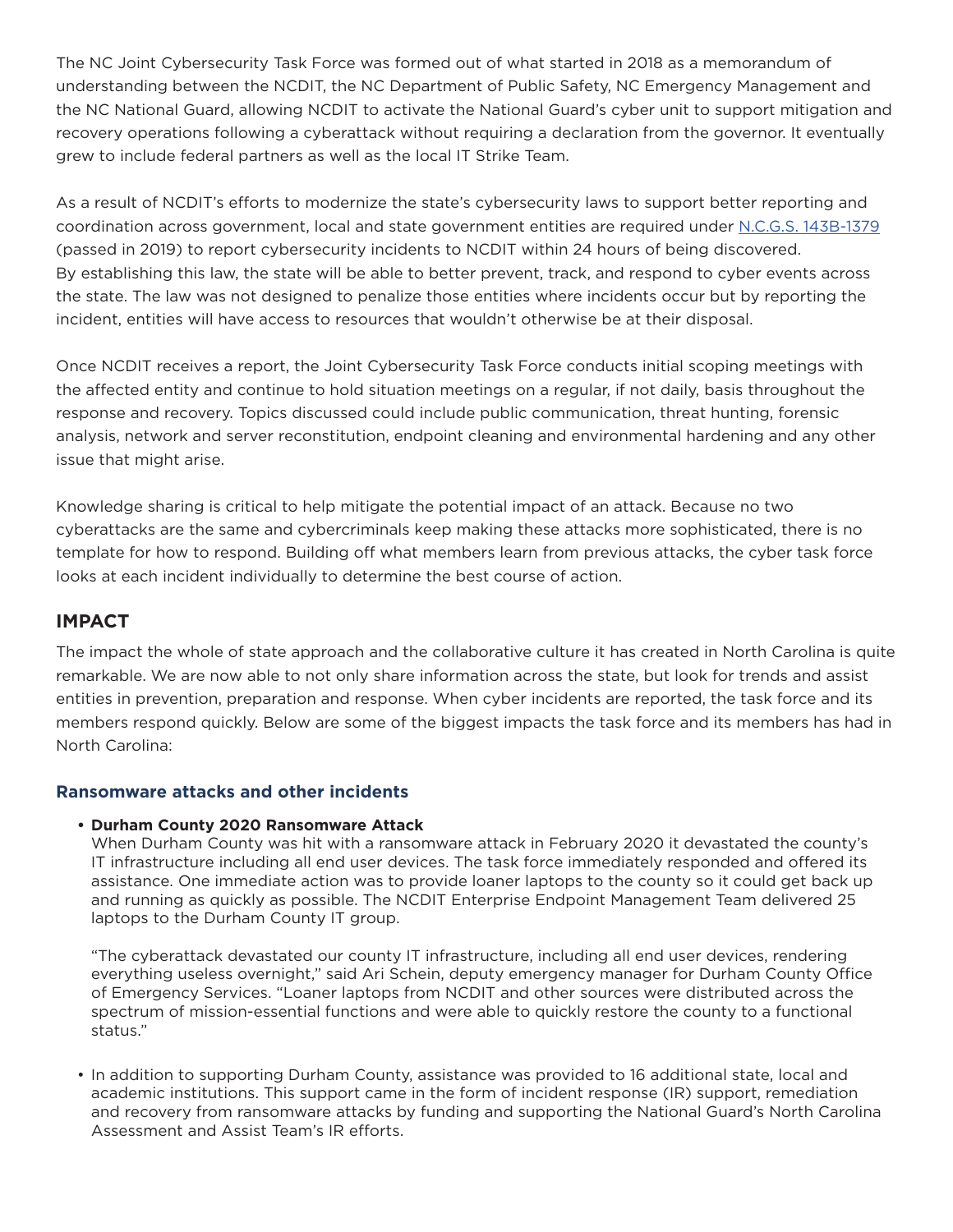The NC Joint Cybersecurity Task Force was formed out of what started in 2018 as a memorandum of understanding between the NCDIT, the NC Department of Public Safety, NC Emergency Management and the NC National Guard, allowing NCDIT to activate the National Guard's cyber unit to support mitigation and recovery operations following a cyberattack without requiring a declaration from the governor. It eventually grew to include federal partners as well as the local IT Strike Team.

As a result of NCDIT's efforts to modernize the state's cybersecurity laws to support better reporting and coordination across government, local and state government entities are required under [N.C.G.S. 143B-1379](N.C.G.S. 143B-1379) (passed in 2019) to report cybersecurity incidents to NCDIT within 24 hours of being discovered. By establishing this law, the state will be able to better prevent, track, and respond to cyber events across the state. The law was not designed to penalize those entities where incidents occur but by reporting the incident, entities will have access to resources that wouldn't otherwise be at their disposal.

Once NCDIT receives a report, the Joint Cybersecurity Task Force conducts initial scoping meetings with the affected entity and continue to hold situation meetings on a regular, if not daily, basis throughout the response and recovery. Topics discussed could include public communication, threat hunting, forensic analysis, network and server reconstitution, endpoint cleaning and environmental hardening and any other issue that might arise.

Knowledge sharing is critical to help mitigate the potential impact of an attack. Because no two cyberattacks are the same and cybercriminals keep making these attacks more sophisticated, there is no template for how to respond. Building off what members learn from previous attacks, the cyber task force looks at each incident individually to determine the best course of action.

## IMPACT

The impact the whole of state approach and the collaborative culture it has created in North Carolina is quite remarkable. We are now able to not only share information across the state, but look for trends and assist entities in prevention, preparation and response. When cyber incidents are reported, the task force and its members respond quickly. Below are some of the biggest impacts the task force and its members has had in North Carolina:

### Ransomware attacks and other incidents

- **Durham County 2020 Ransomware Attack**
  When Durham County was hit with a ransomware attack in February 2020 it devastated the county's IT infrastructure including all end user devices. The task force immediately responded and offered its assistance. One immediate action was to provide loaner laptops to the county so it could get back up and running as quickly as possible. The NCDIT Enterprise Endpoint Management Team delivered 25 laptops to the Durham County IT group.

  "The cyberattack devastated our county IT infrastructure, including all end user devices, rendering everything useless overnight," said Ari Schein, deputy emergency manager for Durham County Office of Emergency Services. "Loaner laptops from NCDIT and other sources were distributed across the spectrum of mission-essential functions and were able to quickly restore the county to a functional status."

- In addition to supporting Durham County, assistance was provided to 16 additional state, local and academic institutions. This support came in the form of incident response (IR) support, remediation and recovery from ransomware attacks by funding and supporting the National Guard's North Carolina Assessment and Assist Team's IR efforts.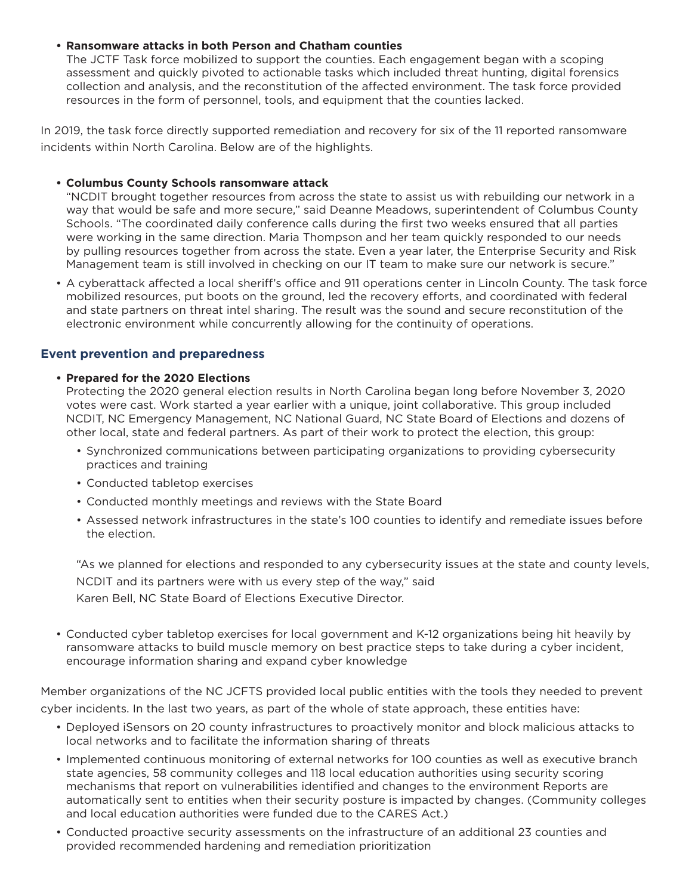- **Ransomware attacks in both Person and Chatham counties**
  The JCTF Task force mobilized to support the counties. Each engagement began with a scoping assessment and quickly pivoted to actionable tasks which included threat hunting, digital forensics collection and analysis, and the reconstitution of the affected environment. The task force provided resources in the form of personnel, tools, and equipment that the counties lacked.

In 2019, the task force directly supported remediation and recovery for six of the 11 reported ransomware incidents within North Carolina. Below are of the highlights.

- **Columbus County Schools ransomware attack**
  "NCDIT brought together resources from across the state to assist us with rebuilding our network in a way that would be safe and more secure," said Deanne Meadows, superintendent of Columbus County Schools. "The coordinated daily conference calls during the first two weeks ensured that all parties were working in the same direction. Maria Thompson and her team quickly responded to our needs by pulling resources together from across the state. Even a year later, the Enterprise Security and Risk Management team is still involved in checking on our IT team to make sure our network is secure."
- A cyberattack affected a local sheriff's office and 911 operations center in Lincoln County. The task force mobilized resources, put boots on the ground, led the recovery efforts, and coordinated with federal and state partners on threat intel sharing. The result was the sound and secure reconstitution of the electronic environment while concurrently allowing for the continuity of operations.

## Event prevention and preparedness

- **Prepared for the 2020 Elections**
  Protecting the 2020 general election results in North Carolina began long before November 3, 2020 votes were cast. Work started a year earlier with a unique, joint collaborative. This group included NCDIT, NC Emergency Management, NC National Guard, NC State Board of Elections and dozens of other local, state and federal partners. As part of their work to protect the election, this group:
  - Synchronized communications between participating organizations to providing cybersecurity practices and training
  - Conducted tabletop exercises
  - Conducted monthly meetings and reviews with the State Board
  - Assessed network infrastructures in the state's 100 counties to identify and remediate issues before the election.

  "As we planned for elections and responded to any cybersecurity issues at the state and county levels, NCDIT and its partners were with us every step of the way," said Karen Bell, NC State Board of Elections Executive Director.

- Conducted cyber tabletop exercises for local government and K-12 organizations being hit heavily by ransomware attacks to build muscle memory on best practice steps to take during a cyber incident, encourage information sharing and expand cyber knowledge

Member organizations of the NC JCFTS provided local public entities with the tools they needed to prevent cyber incidents. In the last two years, as part of the whole of state approach, these entities have:

- Deployed iSensors on 20 county infrastructures to proactively monitor and block malicious attacks to local networks and to facilitate the information sharing of threats
- Implemented continuous monitoring of external networks for 100 counties as well as executive branch state agencies, 58 community colleges and 118 local education authorities using security scoring mechanisms that report on vulnerabilities identified and changes to the environment Reports are automatically sent to entities when their security posture is impacted by changes. (Community colleges and local education authorities were funded due to the CARES Act.)
- Conducted proactive security assessments on the infrastructure of an additional 23 counties and provided recommended hardening and remediation prioritization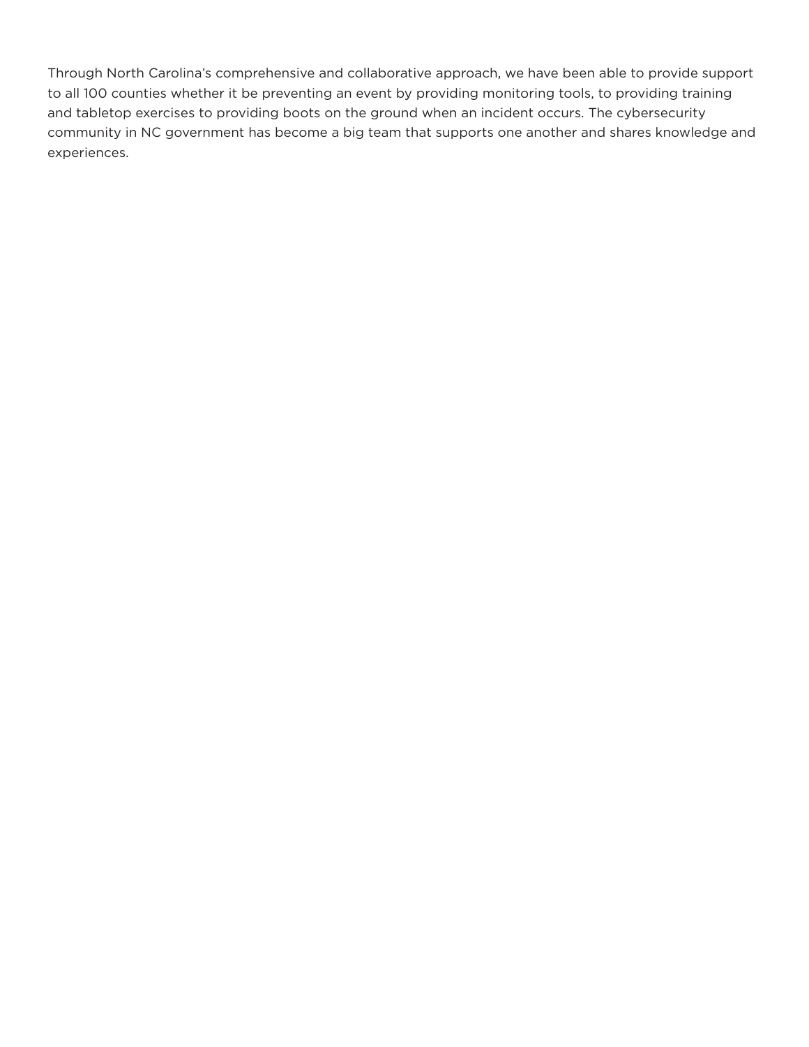Through North Carolina's comprehensive and collaborative approach, we have been able to provide support to all 100 counties whether it be preventing an event by providing monitoring tools, to providing training and tabletop exercises to providing boots on the ground when an incident occurs. The cybersecurity community in NC government has become a big team that supports one another and shares knowledge and experiences.